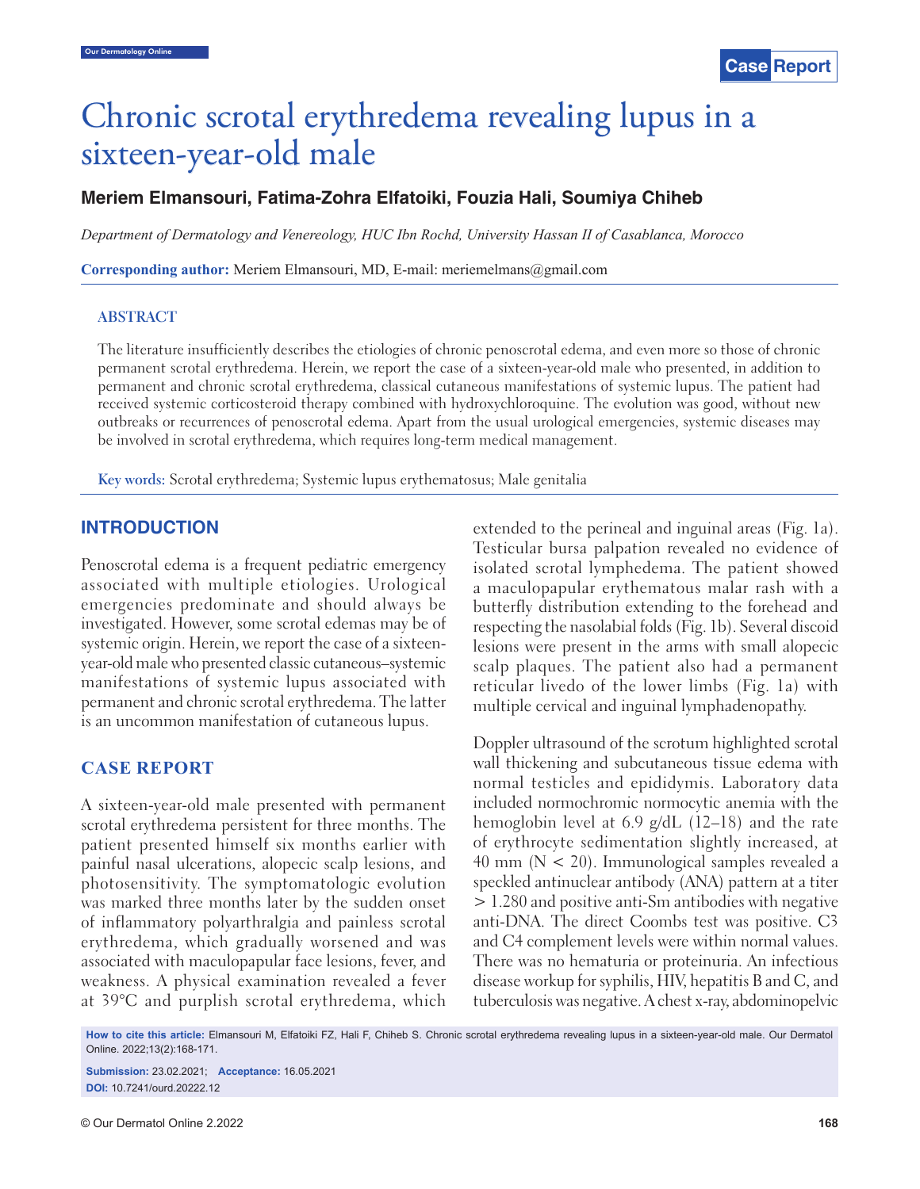Case Report

# Chronic scrotal erythredema revealing lupus in a sixteen-year-old male

**Meriem Elmansouri, Fatima-Zohra Elfatoiki, Fouzia Hali, Soumiya Chiheb**

*Department of Dermatology and Venereology, HUC Ibn Rochd, University Hassan II of Casablanca, Morocco*

**Corresponding author:** Meriem Elmansouri, MD, E-mail: meriemelmans@gmail.com

## ABSTRACT

The literature insufficiently describes the etiologies of chronic penoscrotal edema, and even more so those of chronic permanent scrotal erythredema. Herein, we report the case of a sixteen-year-old male who presented, in addition to permanent and chronic scrotal erythredema, classical cutaneous manifestations of systemic lupus. The patient had received systemic corticosteroid therapy combined with hydroxychloroquine. The evolution was good, without new outbreaks or recurrences of penoscrotal edema. Apart from the usual urological emergencies, systemic diseases may be involved in scrotal erythredema, which requires long-term medical management.

**Key words:** Scrotal erythredema; Systemic lupus erythematosus; Male genitalia

## INTRODUCTION

Penoscrotal edema is a frequent pediatric emergency associated with multiple etiologies. Urological emergencies predominate and should always be investigated. However, some scrotal edemas may be of systemic origin. Herein, we report the case of a sixteen-year-old male who presented classic cutaneous–systemic manifestations of systemic lupus associated with permanent and chronic scrotal erythredema. The latter is an uncommon manifestation of cutaneous lupus.

## CASE REPORT

A sixteen-year-old male presented with permanent scrotal erythredema persistent for three months. The patient presented himself six months earlier with painful nasal ulcerations, alopecic scalp lesions, and photosensitivity. The symptomatologic evolution was marked three months later by the sudden onset of inflammatory polyarthralgia and painless scrotal erythredema, which gradually worsened and was associated with maculopapular face lesions, fever, and weakness. A physical examination revealed a fever at 39°C and purplish scrotal erythredema, which extended to the perineal and inguinal areas (Fig. 1a). Testicular bursa palpation revealed no evidence of isolated scrotal lymphedema. The patient showed a maculopapular erythematous malar rash with a butterfly distribution extending to the forehead and respecting the nasolabial folds (Fig. 1b). Several discoid lesions were present in the arms with small alopecic scalp plaques. The patient also had a permanent reticular livedo of the lower limbs (Fig. 1a) with multiple cervical and inguinal lymphadenopathy.

Doppler ultrasound of the scrotum highlighted scrotal wall thickening and subcutaneous tissue edema with normal testicles and epididymis. Laboratory data included normochromic normocytic anemia with the hemoglobin level at 6.9 g/dL (12–18) and the rate of erythrocyte sedimentation slightly increased, at 40 mm (N < 20). Immunological samples revealed a speckled antinuclear antibody (ANA) pattern at a titer > 1.280 and positive anti-Sm antibodies with negative anti-DNA. The direct Coombs test was positive. C3 and C4 complement levels were within normal values. There was no hematuria or proteinuria. An infectious disease workup for syphilis, HIV, hepatitis B and C, and tuberculosis was negative. A chest x-ray, abdominopelvic

**How to cite this article:** Elmansouri M, Elfatoiki FZ, Hali F, Chiheb S. Chronic scrotal erythredema revealing lupus in a sixteen-year-old male. Our Dermatol Online. 2022;13(2):168-171.

**Submission:** 23.02.2021; **Acceptance:** 16.05.2021

**DOI:** 10.7241/ourd.20222.12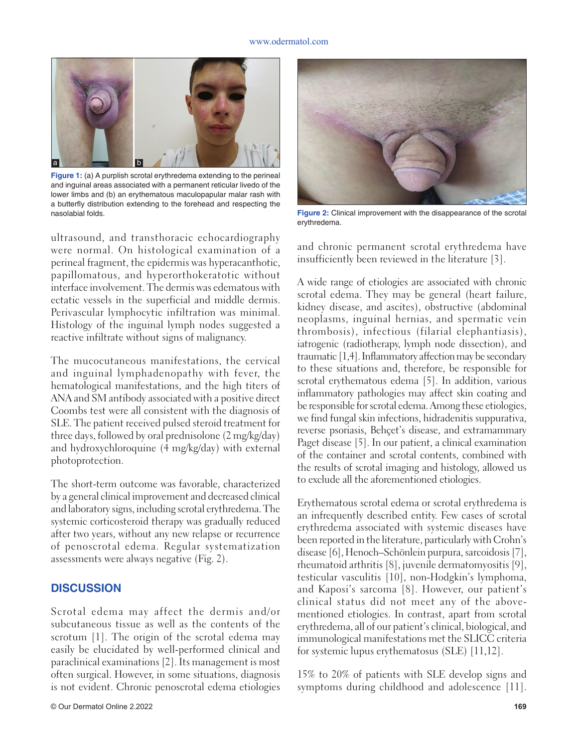Figure 1: (a) A purplish scrotal erythredema extending to the perineal and inguinal areas associated with a permanent reticular livedo of the lower limbs and (b) an erythematous maculopapular malar rash with a butterfly distribution extending to the forehead and respecting the nasolabial folds.

ultrasound, and transthoracic echocardiography were normal. On histological examination of a perineal fragment, the epidermis was hyperacanthotic, papillomatous, and hyperorthokeratotic without interface involvement. The dermis was edematous with ectatic vessels in the superficial and middle dermis. Perivascular lymphocytic infiltration was minimal. Histology of the inguinal lymph nodes suggested a reactive infiltrate without signs of malignancy.

The mucocutaneous manifestations, the cervical and inguinal lymphadenopathy with fever, the hematological manifestations, and the high titers of ANA and SM antibody associated with a positive direct Coombs test were all consistent with the diagnosis of SLE. The patient received pulsed steroid treatment for three days, followed by oral prednisolone (2 mg/kg/day) and hydroxychloroquine (4 mg/kg/day) with external photoprotection.

The short-term outcome was favorable, characterized by a general clinical improvement and decreased clinical and laboratory signs, including scrotal erythredema. The systemic corticosteroid therapy was gradually reduced after two years, without any new relapse or recurrence of penoscrotal edema. Regular systematization assessments were always negative (Fig. 2).

## DISCUSSION

Scrotal edema may affect the dermis and/or subcutaneous tissue as well as the contents of the scrotum [1]. The origin of the scrotal edema may easily be elucidated by well-performed clinical and paraclinical examinations [2]. Its management is most often surgical. However, in some situations, diagnosis is not evident. Chronic penoscrotal edema etiologies and chronic permanent scrotal erythredema have insufficiently been reviewed in the literature [3].

Figure 2: Clinical improvement with the disappearance of the scrotal erythredema.

A wide range of etiologies are associated with chronic scrotal edema. They may be general (heart failure, kidney disease, and ascites), obstructive (abdominal neoplasms, inguinal hernias, and spermatic vein thrombosis), infectious (filarial elephantiasis), iatrogenic (radiotherapy, lymph node dissection), and traumatic [1,4]. Inflammatory affection may be secondary to these situations and, therefore, be responsible for scrotal erythematous edema [5]. In addition, various inflammatory pathologies may affect skin coating and be responsible for scrotal edema. Among these etiologies, we find fungal skin infections, hidradenitis suppurativa, reverse psoriasis, Behçet's disease, and extramammary Paget disease [5]. In our patient, a clinical examination of the container and scrotal contents, combined with the results of scrotal imaging and histology, allowed us to exclude all the aforementioned etiologies.

Erythematous scrotal edema or scrotal erythredema is an infrequently described entity. Few cases of scrotal erythredema associated with systemic diseases have been reported in the literature, particularly with Crohn's disease [6], Henoch–Schönlein purpura, sarcoidosis [7], rheumatoid arthritis [8], juvenile dermatomyositis [9], testicular vasculitis [10], non-Hodgkin's lymphoma, and Kaposi's sarcoma [8]. However, our patient's clinical status did not meet any of the above-mentioned etiologies. In contrast, apart from scrotal erythredema, all of our patient's clinical, biological, and immunological manifestations met the SLICC criteria for systemic lupus erythematosus (SLE) [11,12].

15% to 20% of patients with SLE develop signs and symptoms during childhood and adolescence [11].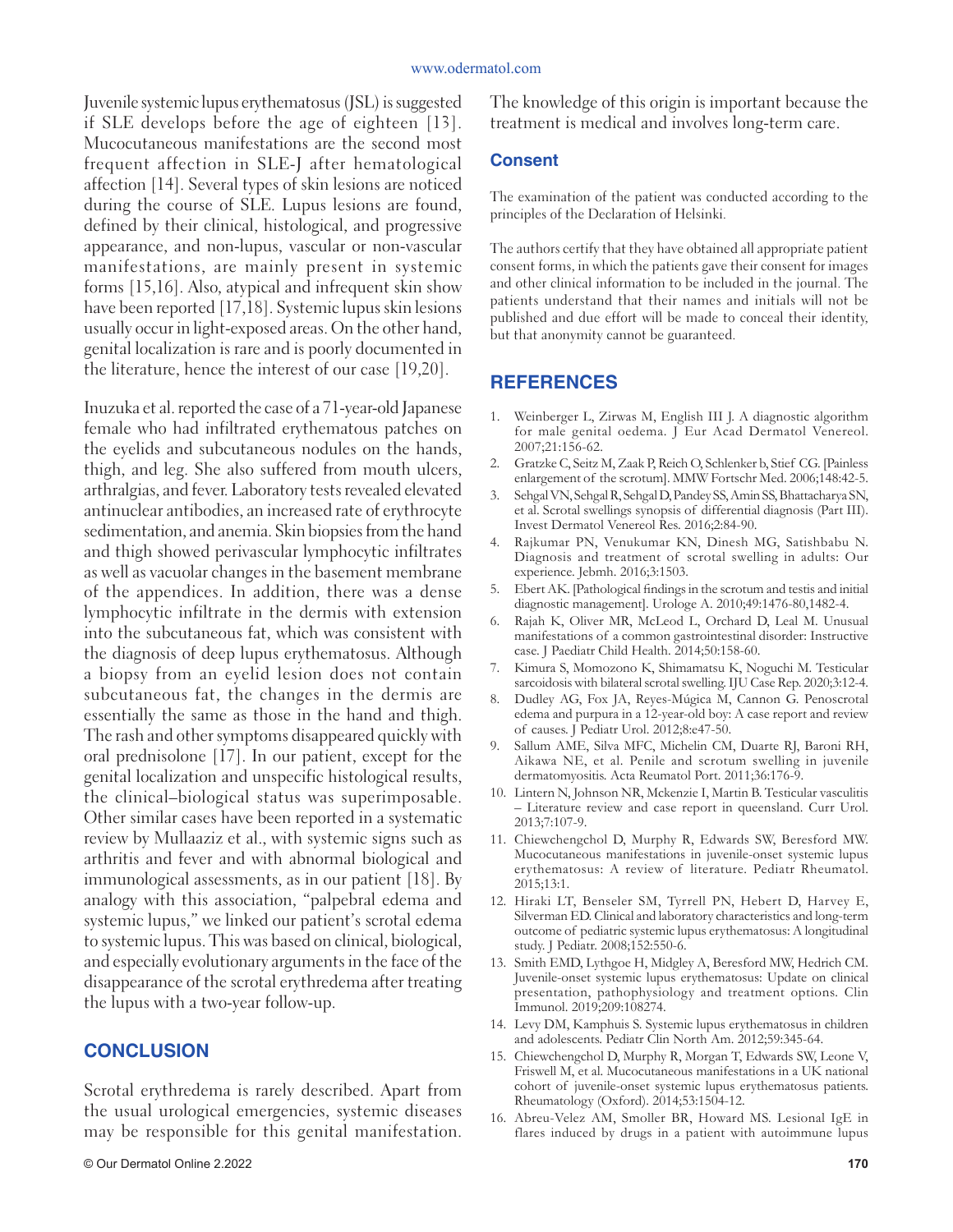Juvenile systemic lupus erythematosus (JSL) is suggested if SLE develops before the age of eighteen [13]. Mucocutaneous manifestations are the second most frequent affection in SLE-J after hematological affection [14]. Several types of skin lesions are noticed during the course of SLE. Lupus lesions are found, defined by their clinical, histological, and progressive appearance, and non-lupus, vascular or non-vascular manifestations, are mainly present in systemic forms [15,16]. Also, atypical and infrequent skin show have been reported [17,18]. Systemic lupus skin lesions usually occur in light-exposed areas. On the other hand, genital localization is rare and is poorly documented in the literature, hence the interest of our case [19,20].

Inuzuka et al. reported the case of a 71-year-old Japanese female who had infiltrated erythematous patches on the eyelids and subcutaneous nodules on the hands, thigh, and leg. She also suffered from mouth ulcers, arthralgias, and fever. Laboratory tests revealed elevated antinuclear antibodies, an increased rate of erythrocyte sedimentation, and anemia. Skin biopsies from the hand and thigh showed perivascular lymphocytic infiltrates as well as vacuolar changes in the basement membrane of the appendices. In addition, there was a dense lymphocytic infiltrate in the dermis with extension into the subcutaneous fat, which was consistent with the diagnosis of deep lupus erythematosus. Although a biopsy from an eyelid lesion does not contain subcutaneous fat, the changes in the dermis are essentially the same as those in the hand and thigh. The rash and other symptoms disappeared quickly with oral prednisolone [17]. In our patient, except for the genital localization and unspecific histological results, the clinical–biological status was superimposable. Other similar cases have been reported in a systematic review by Mullaaziz et al., with systemic signs such as arthritis and fever and with abnormal biological and immunological assessments, as in our patient [18]. By analogy with this association, "palpebral edema and systemic lupus," we linked our patient's scrotal edema to systemic lupus. This was based on clinical, biological, and especially evolutionary arguments in the face of the disappearance of the scrotal erythredema after treating the lupus with a two-year follow-up.

## CONCLUSION

Scrotal erythredema is rarely described. Apart from the usual urological emergencies, systemic diseases may be responsible for this genital manifestation. The knowledge of this origin is important because the treatment is medical and involves long-term care.

### Consent

The examination of the patient was conducted according to the principles of the Declaration of Helsinki.

The authors certify that they have obtained all appropriate patient consent forms, in which the patients gave their consent for images and other clinical information to be included in the journal. The patients understand that their names and initials will not be published and due effort will be made to conceal their identity, but that anonymity cannot be guaranteed.

## REFERENCES

1. Weinberger L, Zirwas M, English III J. A diagnostic algorithm for male genital oedema. J Eur Acad Dermatol Venereol. 2007;21:156-62.
2. Gratzke C, Seitz M, Zaak P, Reich O, Schlenker b, Stief CG. [Painless enlargement of the scrotum]. MMW Fortschr Med. 2006;148:42-5.
3. Sehgal VN, Sehgal R, Sehgal D, Pandey SS, Amin SS, Bhattacharya SN, et al. Scrotal swellings synopsis of differential diagnosis (Part III). Invest Dermatol Venereol Res. 2016;2:84-90.
4. Rajkumar PN, Venukumar KN, Dinesh MG, Satishbabu N. Diagnosis and treatment of scrotal swelling in adults: Our experience. Jebmh. 2016;3:1503.
5. Ebert AK. [Pathological findings in the scrotum and testis and initial diagnostic management]. Urologe A. 2010;49:1476-80,1482-4.
6. Rajah K, Oliver MR, McLeod L, Orchard D, Leal M. Unusual manifestations of a common gastrointestinal disorder: Instructive case. J Paediatr Child Health. 2014;50:158-60.
7. Kimura S, Momozono K, Shimamatsu K, Noguchi M. Testicular sarcoidosis with bilateral scrotal swelling. IJU Case Rep. 2020;3:12-4.
8. Dudley AG, Fox JA, Reyes-Múgica M, Cannon G. Penoscrotal edema and purpura in a 12-year-old boy: A case report and review of causes. J Pediatr Urol. 2012;8:e47-50.
9. Sallum AME, Silva MFC, Michelin CM, Duarte RJ, Baroni RH, Aikawa NE, et al. Penile and scrotum swelling in juvenile dermatomyositis. Acta Reumatol Port. 2011;36:176-9.
10. Lintern N, Johnson NR, Mckenzie I, Martin B. Testicular vasculitis – Literature review and case report in queensland. Curr Urol. 2013;7:107-9.
11. Chiewchengchol D, Murphy R, Edwards SW, Beresford MW. Mucocutaneous manifestations in juvenile-onset systemic lupus erythematosus: A review of literature. Pediatr Rheumatol. 2015;13:1.
12. Hiraki LT, Benseler SM, Tyrrell PN, Hebert D, Harvey E, Silverman ED. Clinical and laboratory characteristics and long-term outcome of pediatric systemic lupus erythematosus: A longitudinal study. J Pediatr. 2008;152:550-6.
13. Smith EMD, Lythgoe H, Midgley A, Beresford MW, Hedrich CM. Juvenile-onset systemic lupus erythematosus: Update on clinical presentation, pathophysiology and treatment options. Clin Immunol. 2019;209:108274.
14. Levy DM, Kamphuis S. Systemic lupus erythematosus in children and adolescents. Pediatr Clin North Am. 2012;59:345-64.
15. Chiewchengchol D, Murphy R, Morgan T, Edwards SW, Leone V, Friswell M, et al. Mucocutaneous manifestations in a UK national cohort of juvenile-onset systemic lupus erythematosus patients. Rheumatology (Oxford). 2014;53:1504-12.
16. Abreu-Velez AM, Smoller BR, Howard MS. Lesional IgE in flares induced by drugs in a patient with autoimmune lupus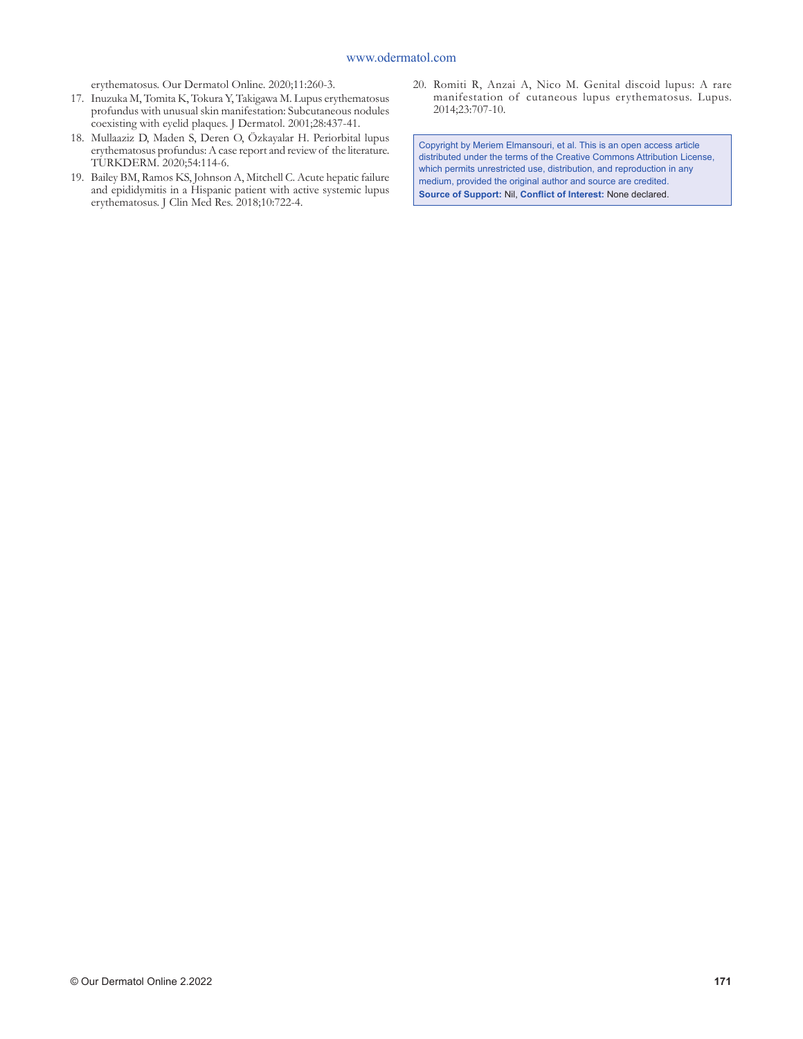erythematosus. Our Dermatol Online. 2020;11:260-3.

17. Inuzuka M, Tomita K, Tokura Y, Takigawa M. Lupus erythematosus profundus with unusual skin manifestation: Subcutaneous nodules coexisting with eyelid plaques. J Dermatol. 2001;28:437-41.
18. Mullaaziz D, Maden S, Deren O, Özkayalar H. Periorbital lupus erythematosus profundus: A case report and review of the literature. TURKDERM. 2020;54:114-6.
19. Bailey BM, Ramos KS, Johnson A, Mitchell C. Acute hepatic failure and epididymitis in a Hispanic patient with active systemic lupus erythematosus. J Clin Med Res. 2018;10:722-4.
20. Romiti R, Anzai A, Nico M. Genital discoid lupus: A rare manifestation of cutaneous lupus erythematosus. Lupus. 2014;23:707-10.

Copyright by Meriem Elmansouri, et al. This is an open access article distributed under the terms of the Creative Commons Attribution License, which permits unrestricted use, distribution, and reproduction in any medium, provided the original author and source are credited.
**Source of Support:** Nil, **Conflict of Interest:** None declared.